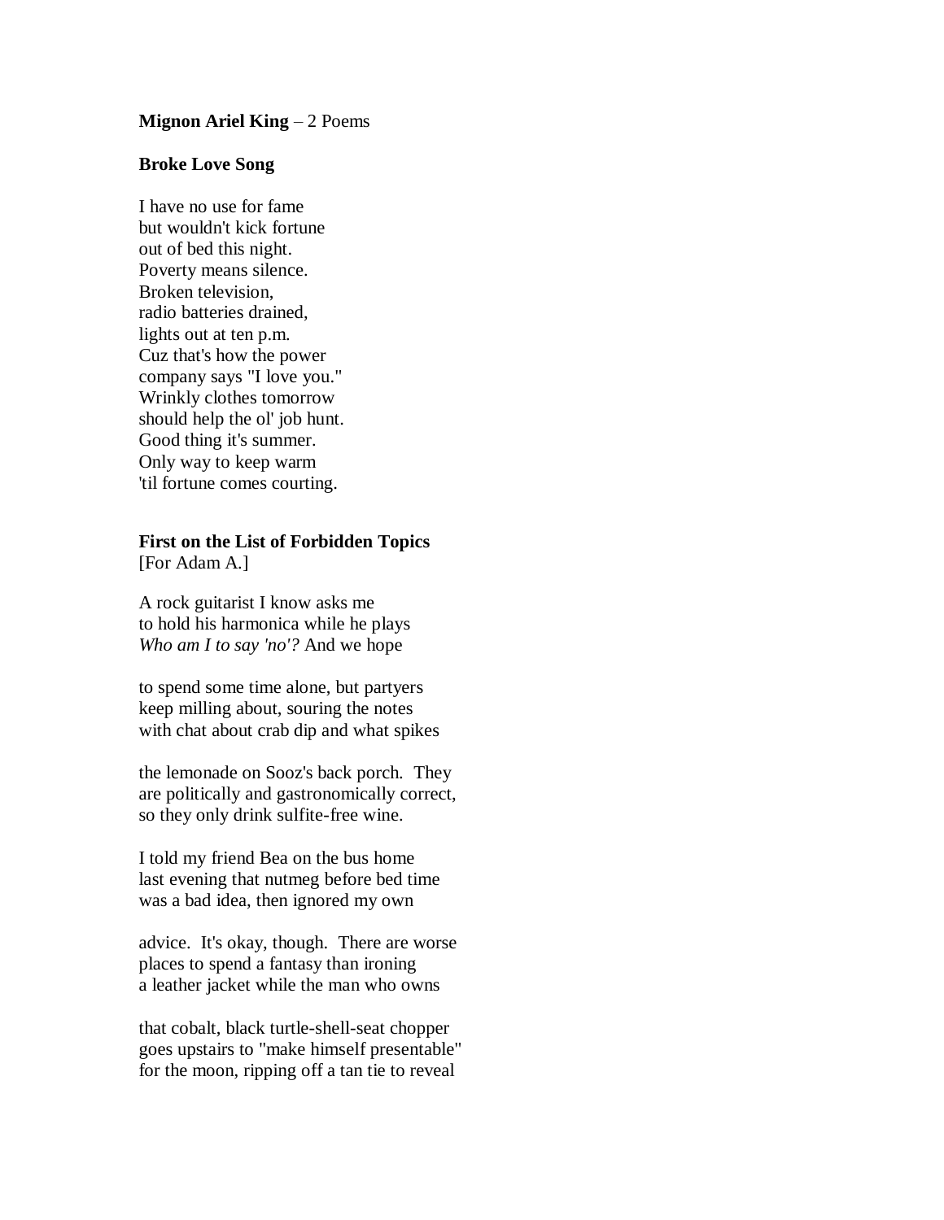**Mignon Ariel King** – 2 Poems

**Broke Love Song**

I have no use for fame  
but wouldn't kick fortune  
out of bed this night.  
Poverty means silence.  
Broken television,  
radio batteries drained,  
lights out at ten p.m.  
Cuz that's how the power  
company says "I love you."  
Wrinkly clothes tomorrow  
should help the ol' job hunt.  
Good thing it's summer.  
Only way to keep warm  
'til fortune comes courting.

**First on the List of Forbidden Topics**  
[For Adam A.]

A rock guitarist I know asks me  
to hold his harmonica while he plays  
*Who am I to say 'no'?* And we hope

to spend some time alone, but partyers  
keep milling about, souring the notes  
with chat about crab dip and what spikes

the lemonade on Sooz's back porch. They  
are politically and gastronomically correct,  
so they only drink sulfite-free wine.

I told my friend Bea on the bus home  
last evening that nutmeg before bed time  
was a bad idea, then ignored my own

advice. It's okay, though. There are worse  
places to spend a fantasy than ironing  
a leather jacket while the man who owns

that cobalt, black turtle-shell-seat chopper  
goes upstairs to "make himself presentable"  
for the moon, ripping off a tan tie to reveal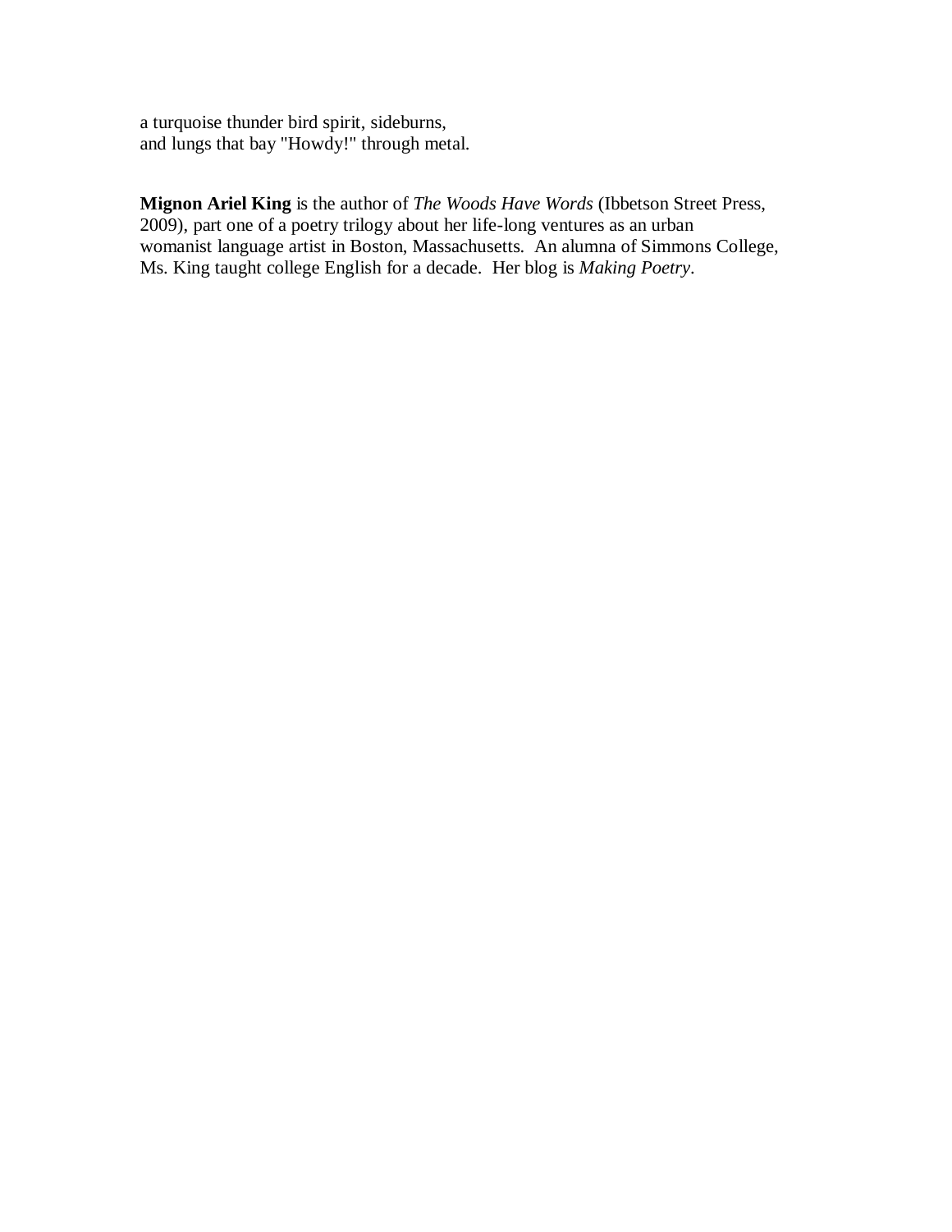a turquoise thunder bird spirit, sideburns,  
and lungs that bay "Howdy!" through metal.

**Mignon Ariel King** is the author of *The Woods Have Words* (Ibbetson Street Press, 2009), part one of a poetry trilogy about her life-long ventures as an urban womanist language artist in Boston, Massachusetts. An alumna of Simmons College, Ms. King taught college English for a decade. Her blog is *Making Poetry*.